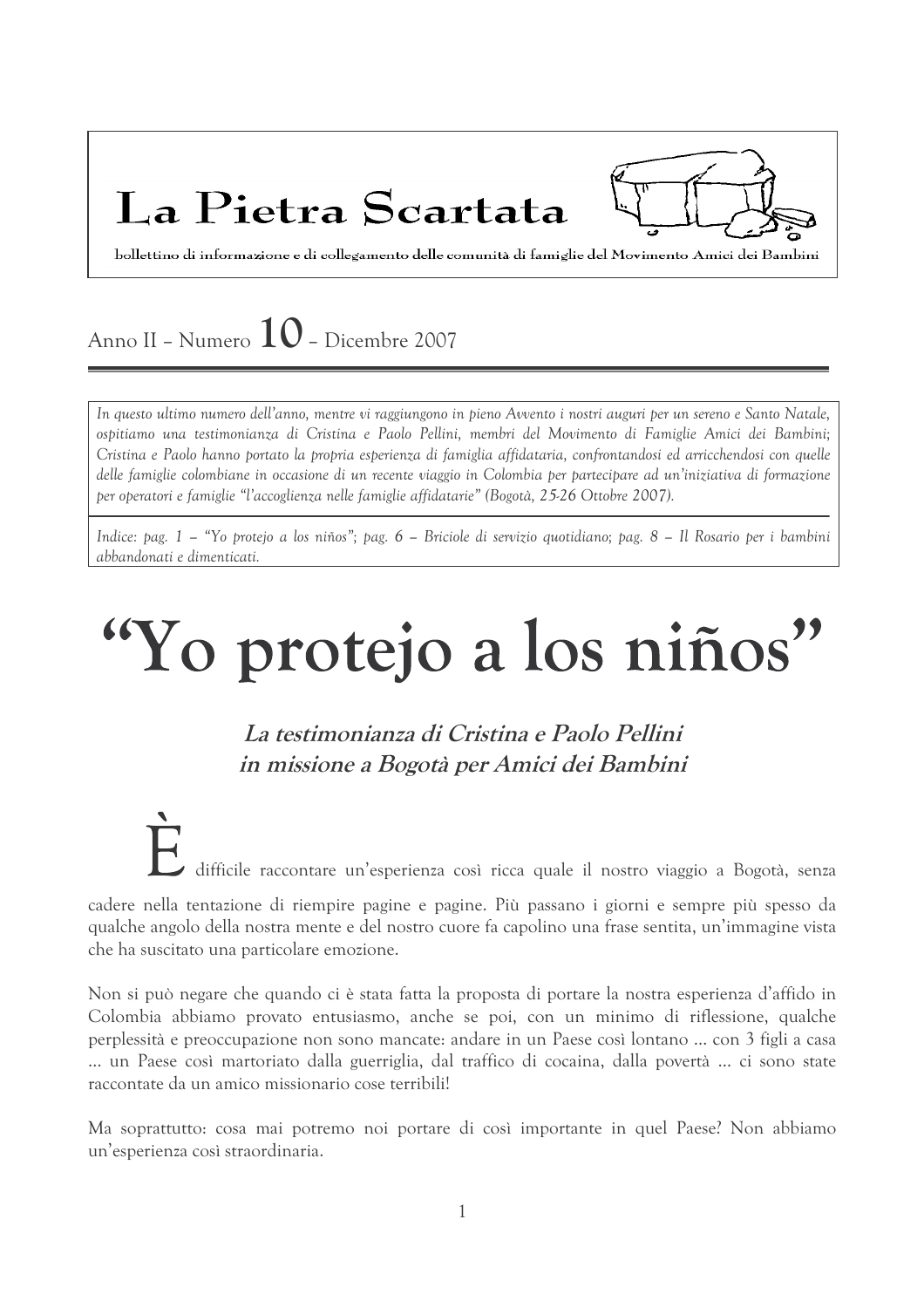# La Pietra Scartata

bollettino di informazione e di collegamento delle comunità di famiglie del Movimento Amici dei Bambini

Anno II – Numero 10 – Dicembre 2007

*In questo ultimo numero dell'anno, mentre vi raggiungono in pieno Avvento i nostri auguri per un sereno e Santo Natale, ospitiamo una testimonianza di Cristina e Paolo Pellini, membri del Movimento di Famiglie Amici dei Bambini; Cristina e Paolo hanno portato la propria esperienza di famiglia affidataria, confrontandosi ed arricchendosi con quelle delle famiglie colombiane in occasione di un recente viaggio in Colombia per partecipare ad un'iniziativa di formazione per operatori e famiglie "l'accoglienza nelle famiglie affidatarie" (Bogotà, 25-26 Ottobre 2007).*

*Indice: pag. 1 – "Yo protejo a los niños"; pag. 6 – Briciole di servizio quotidiano; pag. 8 – Il Rosario per i bambini abbandonati e dimenticati.*

# "Yo protejo a los niños"

***La testimonianza di Cristina e Paolo Pellini in missione a Bogotà per Amici dei Bambini***

È difficile raccontare un'esperienza così ricca quale il nostro viaggio a Bogotà, senza cadere nella tentazione di riempire pagine e pagine. Più passano i giorni e sempre più spesso da qualche angolo della nostra mente e del nostro cuore fa capolino una frase sentita, un'immagine vista che ha suscitato una particolare emozione.

Non si può negare che quando ci è stata fatta la proposta di portare la nostra esperienza d'affido in Colombia abbiamo provato entusiasmo, anche se poi, con un minimo di riflessione, qualche perplessità e preoccupazione non sono mancate: andare in un Paese così lontano … con 3 figli a casa … un Paese così martoriato dalla guerriglia, dal traffico di cocaina, dalla povertà … ci sono state raccontate da un amico missionario cose terribili!

Ma soprattutto: cosa mai potremo noi portare di così importante in quel Paese? Non abbiamo un'esperienza così straordinaria.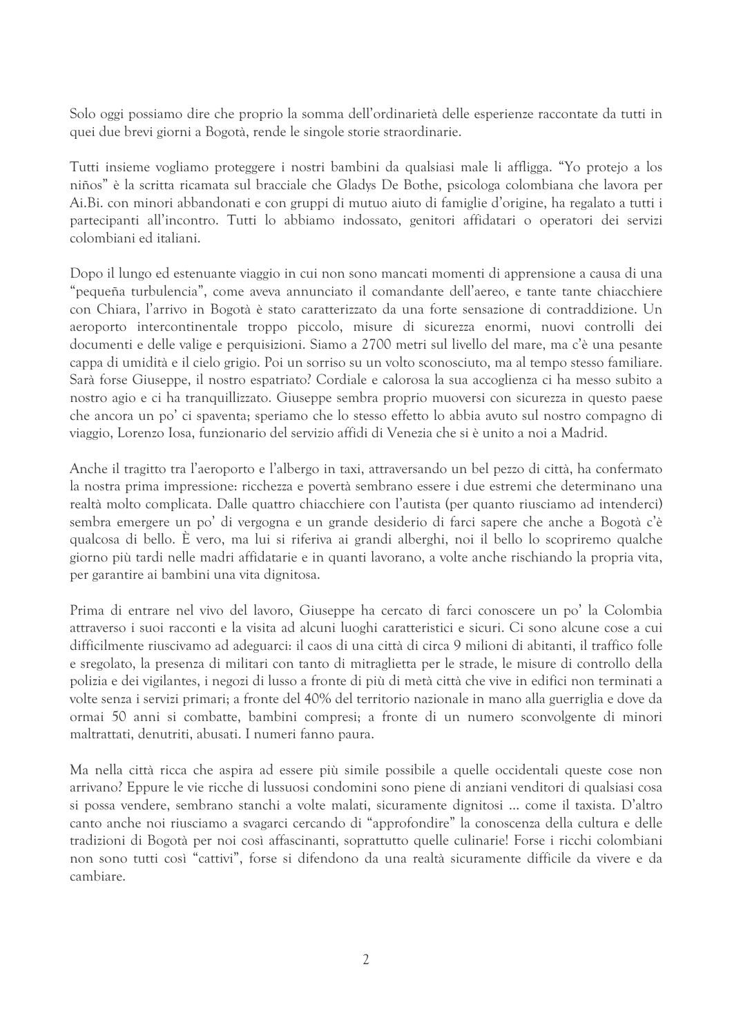Solo oggi possiamo dire che proprio la somma dell'ordinarietà delle esperienze raccontate da tutti in quei due brevi giorni a Bogotà, rende le singole storie straordinarie.

Tutti insieme vogliamo proteggere i nostri bambini da qualsiasi male li affligga. "Yo protejo a los niños" è la scritta ricamata sul bracciale che Gladys De Bothe, psicologa colombiana che lavora per Ai.Bi. con minori abbandonati e con gruppi di mutuo aiuto di famiglie d'origine, ha regalato a tutti i partecipanti all'incontro. Tutti lo abbiamo indossato, genitori affidatari o operatori dei servizi colombiani ed italiani.

Dopo il lungo ed estenuante viaggio in cui non sono mancati momenti di apprensione a causa di una "pequeña turbulencia", come aveva annunciato il comandante dell'aereo, e tante tante chiacchiere con Chiara, l'arrivo in Bogotà è stato caratterizzato da una forte sensazione di contraddizione. Un aeroporto intercontinentale troppo piccolo, misure di sicurezza enormi, nuovi controlli dei documenti e delle valige e perquisizioni. Siamo a 2700 metri sul livello del mare, ma c'è una pesante cappa di umidità e il cielo grigio. Poi un sorriso su un volto sconosciuto, ma al tempo stesso familiare. Sarà forse Giuseppe, il nostro espatriato? Cordiale e calorosa la sua accoglienza ci ha messo subito a nostro agio e ci ha tranquillizzato. Giuseppe sembra proprio muoversi con sicurezza in questo paese che ancora un po' ci spaventa; speriamo che lo stesso effetto lo abbia avuto sul nostro compagno di viaggio, Lorenzo Iosa, funzionario del servizio affidi di Venezia che si è unito a noi a Madrid.

Anche il tragitto tra l'aeroporto e l'albergo in taxi, attraversando un bel pezzo di città, ha confermato la nostra prima impressione: ricchezza e povertà sembrano essere i due estremi che determinano una realtà molto complicata. Dalle quattro chiacchiere con l'autista (per quanto riusciamo ad intenderci) sembra emergere un po' di vergogna e un grande desiderio di farci sapere che anche a Bogotà c'è qualcosa di bello. È vero, ma lui si riferiva ai grandi alberghi, noi il bello lo scopriremo qualche giorno più tardi nelle madri affidatarie e in quanti lavorano, a volte anche rischiando la propria vita, per garantire ai bambini una vita dignitosa.

Prima di entrare nel vivo del lavoro, Giuseppe ha cercato di farci conoscere un po' la Colombia attraverso i suoi racconti e la visita ad alcuni luoghi caratteristici e sicuri. Ci sono alcune cose a cui difficilmente riuscivamo ad adeguarci: il caos di una città di circa 9 milioni di abitanti, il traffico folle e sregolato, la presenza di militari con tanto di mitraglietta per le strade, le misure di controllo della polizia e dei vigilantes, i negozi di lusso a fronte di più di metà città che vive in edifici non terminati a volte senza i servizi primari; a fronte del 40% del territorio nazionale in mano alla guerriglia e dove da ormai 50 anni si combatte, bambini compresi; a fronte di un numero sconvolgente di minori maltrattati, denutriti, abusati. I numeri fanno paura.

Ma nella città ricca che aspira ad essere più simile possibile a quelle occidentali queste cose non arrivano? Eppure le vie ricche di lussuosi condomini sono piene di anziani venditori di qualsiasi cosa si possa vendere, sembrano stanchi a volte malati, sicuramente dignitosi ... come il taxista. D'altro canto anche noi riusciamo a svagarci cercando di "approfondire" la conoscenza della cultura e delle tradizioni di Bogotà per noi così affascinanti, soprattutto quelle culinarie! Forse i ricchi colombiani non sono tutti così "cattivi", forse si difendono da una realtà sicuramente difficile da vivere e da cambiare.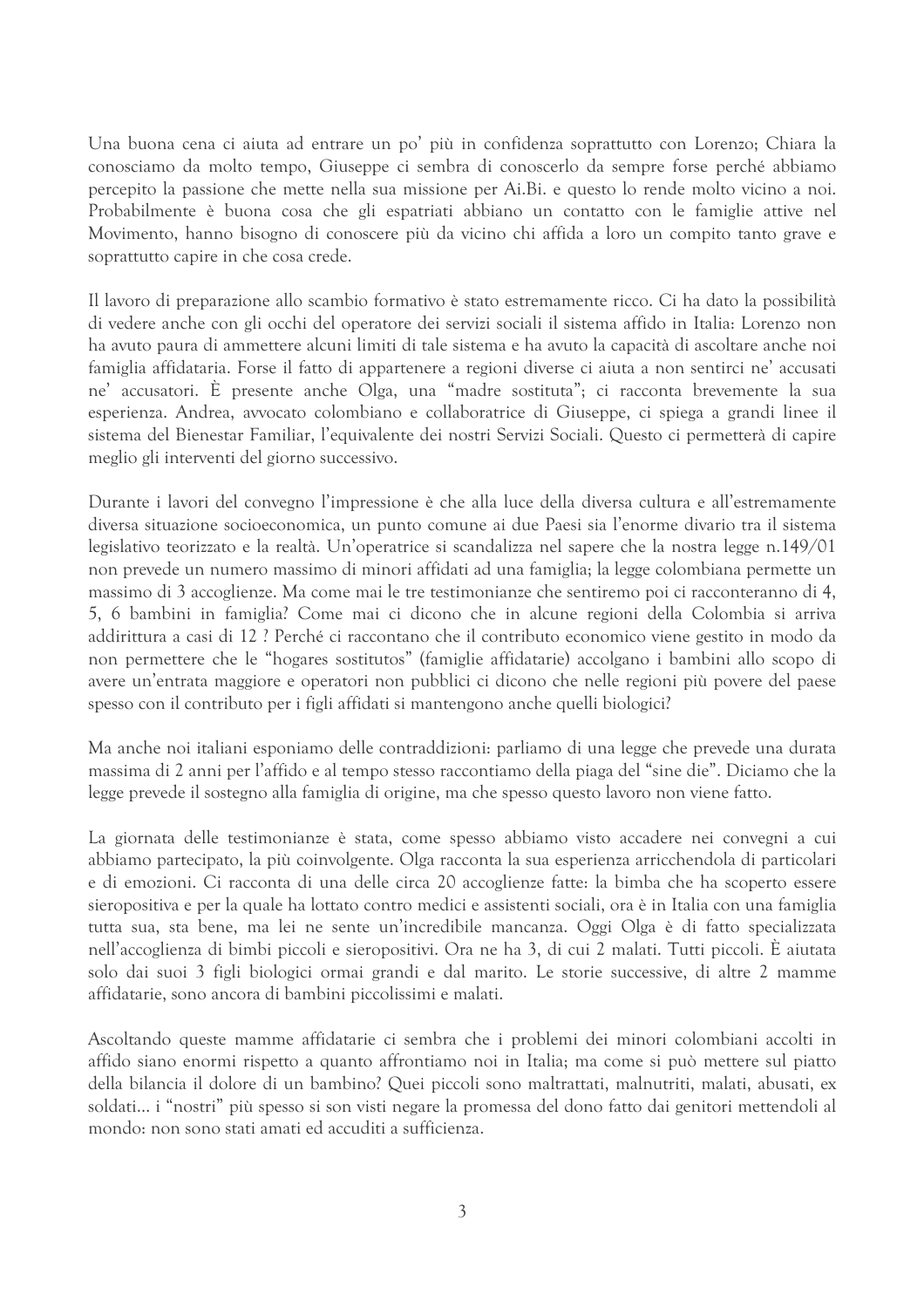Una buona cena ci aiuta ad entrare un po' più in confidenza soprattutto con Lorenzo; Chiara la conosciamo da molto tempo, Giuseppe ci sembra di conoscerlo da sempre forse perché abbiamo percepito la passione che mette nella sua missione per Ai.Bi. e questo lo rende molto vicino a noi. Probabilmente è buona cosa che gli espatriati abbiano un contatto con le famiglie attive nel Movimento, hanno bisogno di conoscere più da vicino chi affida a loro un compito tanto grave e soprattutto capire in che cosa crede.

Il lavoro di preparazione allo scambio formativo è stato estremamente ricco. Ci ha dato la possibilità di vedere anche con gli occhi del operatore dei servizi sociali il sistema affido in Italia: Lorenzo non ha avuto paura di ammettere alcuni limiti di tale sistema e ha avuto la capacità di ascoltare anche noi famiglia affidataria. Forse il fatto di appartenere a regioni diverse ci aiuta a non sentirci ne' accusati ne' accusatori. È presente anche Olga, una "madre sostituta"; ci racconta brevemente la sua esperienza. Andrea, avvocato colombiano e collaboratrice di Giuseppe, ci spiega a grandi linee il sistema del Bienestar Familiar, l'equivalente dei nostri Servizi Sociali. Questo ci permetterà di capire meglio gli interventi del giorno successivo.

Durante i lavori del convegno l'impressione è che alla luce della diversa cultura e all'estremamente diversa situazione socioeconomica, un punto comune ai due Paesi sia l'enorme divario tra il sistema legislativo teorizzato e la realtà. Un'operatrice si scandalizza nel sapere che la nostra legge n.149/01 non prevede un numero massimo di minori affidati ad una famiglia; la legge colombiana permette un massimo di 3 accoglienze. Ma come mai le tre testimonianze che sentiremo poi ci racconteranno di 4, 5, 6 bambini in famiglia? Come mai ci dicono che in alcune regioni della Colombia si arriva addirittura a casi di 12 ? Perché ci raccontano che il contributo economico viene gestito in modo da non permettere che le "hogares sostitutos" (famiglie affidatarie) accolgano i bambini allo scopo di avere un'entrata maggiore e operatori non pubblici ci dicono che nelle regioni più povere del paese spesso con il contributo per i figli affidati si mantengono anche quelli biologici?

Ma anche noi italiani esponiamo delle contraddizioni: parliamo di una legge che prevede una durata massima di 2 anni per l'affido e al tempo stesso raccontiamo della piaga del "sine die". Diciamo che la legge prevede il sostegno alla famiglia di origine, ma che spesso questo lavoro non viene fatto.

La giornata delle testimonianze è stata, come spesso abbiamo visto accadere nei convegni a cui abbiamo partecipato, la più coinvolgente. Olga racconta la sua esperienza arricchendola di particolari e di emozioni. Ci racconta di una delle circa 20 accoglienze fatte: la bimba che ha scoperto essere sieropositiva e per la quale ha lottato contro medici e assistenti sociali, ora è in Italia con una famiglia tutta sua, sta bene, ma lei ne sente un'incredibile mancanza. Oggi Olga è di fatto specializzata nell'accoglienza di bimbi piccoli e sieropositivi. Ora ne ha 3, di cui 2 malati. Tutti piccoli. È aiutata solo dai suoi 3 figli biologici ormai grandi e dal marito. Le storie successive, di altre 2 mamme affidatarie, sono ancora di bambini piccolissimi e malati.

Ascoltando queste mamme affidatarie ci sembra che i problemi dei minori colombiani accolti in affido siano enormi rispetto a quanto affrontiamo noi in Italia; ma come si può mettere sul piatto della bilancia il dolore di un bambino? Quei piccoli sono maltrattati, malnutriti, malati, abusati, ex soldati... i "nostri" più spesso si son visti negare la promessa del dono fatto dai genitori mettendoli al mondo: non sono stati amati ed accuditi a sufficienza.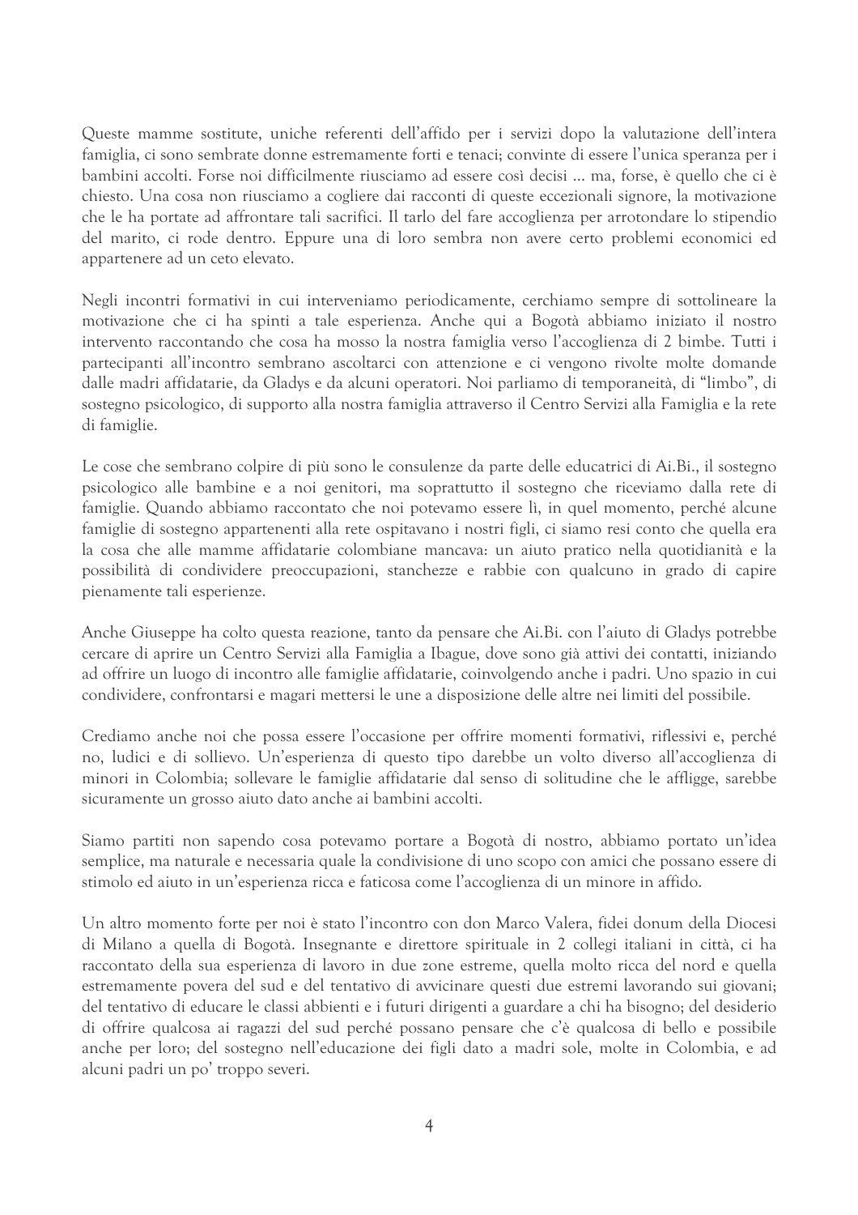Queste mamme sostitute, uniche referenti dell'affido per i servizi dopo la valutazione dell'intera famiglia, ci sono sembrate donne estremamente forti e tenaci; convinte di essere l'unica speranza per i bambini accolti. Forse noi difficilmente riusciamo ad essere così decisi … ma, forse, è quello che ci è chiesto. Una cosa non riusciamo a cogliere dai racconti di queste eccezionali signore, la motivazione che le ha portate ad affrontare tali sacrifici. Il tarlo del fare accoglienza per arrotondare lo stipendio del marito, ci rode dentro. Eppure una di loro sembra non avere certo problemi economici ed appartenere ad un ceto elevato.

Negli incontri formativi in cui interveniamo periodicamente, cerchiamo sempre di sottolineare la motivazione che ci ha spinti a tale esperienza. Anche qui a Bogotà abbiamo iniziato il nostro intervento raccontando che cosa ha mosso la nostra famiglia verso l'accoglienza di 2 bimbe. Tutti i partecipanti all'incontro sembrano ascoltarci con attenzione e ci vengono rivolte molte domande dalle madri affidatarie, da Gladys e da alcuni operatori. Noi parliamo di temporaneità, di "limbo", di sostegno psicologico, di supporto alla nostra famiglia attraverso il Centro Servizi alla Famiglia e la rete di famiglie.

Le cose che sembrano colpire di più sono le consulenze da parte delle educatrici di Ai.Bi., il sostegno psicologico alle bambine e a noi genitori, ma soprattutto il sostegno che riceviamo dalla rete di famiglie. Quando abbiamo raccontato che noi potevamo essere lì, in quel momento, perché alcune famiglie di sostegno appartenenti alla rete ospitavano i nostri figli, ci siamo resi conto che quella era la cosa che alle mamme affidatarie colombiane mancava: un aiuto pratico nella quotidianità e la possibilità di condividere preoccupazioni, stanchezze e rabbie con qualcuno in grado di capire pienamente tali esperienze.

Anche Giuseppe ha colto questa reazione, tanto da pensare che Ai.Bi. con l'aiuto di Gladys potrebbe cercare di aprire un Centro Servizi alla Famiglia a Ibague, dove sono già attivi dei contatti, iniziando ad offrire un luogo di incontro alle famiglie affidatarie, coinvolgendo anche i padri. Uno spazio in cui condividere, confrontarsi e magari mettersi le une a disposizione delle altre nei limiti del possibile.

Crediamo anche noi che possa essere l'occasione per offrire momenti formativi, riflessivi e, perché no, ludici e di sollievo. Un'esperienza di questo tipo darebbe un volto diverso all'accoglienza di minori in Colombia; sollevare le famiglie affidatarie dal senso di solitudine che le affligge, sarebbe sicuramente un grosso aiuto dato anche ai bambini accolti.

Siamo partiti non sapendo cosa potevamo portare a Bogotà di nostro, abbiamo portato un'idea semplice, ma naturale e necessaria quale la condivisione di uno scopo con amici che possano essere di stimolo ed aiuto in un'esperienza ricca e faticosa come l'accoglienza di un minore in affido.

Un altro momento forte per noi è stato l'incontro con don Marco Valera, fidei donum della Diocesi di Milano a quella di Bogotà. Insegnante e direttore spirituale in 2 collegi italiani in città, ci ha raccontato della sua esperienza di lavoro in due zone estreme, quella molto ricca del nord e quella estremamente povera del sud e del tentativo di avvicinare questi due estremi lavorando sui giovani; del tentativo di educare le classi abbienti e i futuri dirigenti a guardare a chi ha bisogno; del desiderio di offrire qualcosa ai ragazzi del sud perché possano pensare che c'è qualcosa di bello e possibile anche per loro; del sostegno nell'educazione dei figli dato a madri sole, molte in Colombia, e ad alcuni padri un po' troppo severi.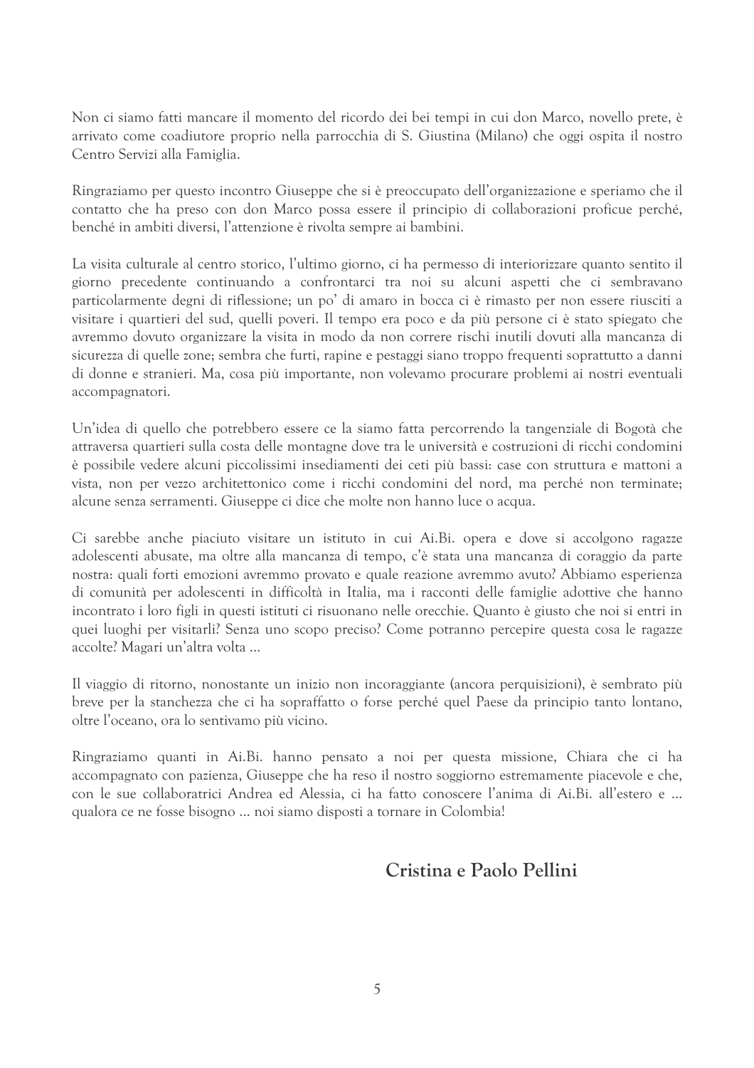Non ci siamo fatti mancare il momento del ricordo dei bei tempi in cui don Marco, novello prete, è arrivato come coadiutore proprio nella parrocchia di S. Giustina (Milano) che oggi ospita il nostro Centro Servizi alla Famiglia.

Ringraziamo per questo incontro Giuseppe che si è preoccupato dell'organizzazione e speriamo che il contatto che ha preso con don Marco possa essere il principio di collaborazioni proficue perché, benché in ambiti diversi, l'attenzione è rivolta sempre ai bambini.

La visita culturale al centro storico, l'ultimo giorno, ci ha permesso di interiorizzare quanto sentito il giorno precedente continuando a confrontarci tra noi su alcuni aspetti che ci sembravano particolarmente degni di riflessione; un po' di amaro in bocca ci è rimasto per non essere riusciti a visitare i quartieri del sud, quelli poveri. Il tempo era poco e da più persone ci è stato spiegato che avremmo dovuto organizzare la visita in modo da non correre rischi inutili dovuti alla mancanza di sicurezza di quelle zone; sembra che furti, rapine e pestaggi siano troppo frequenti soprattutto a danni di donne e stranieri. Ma, cosa più importante, non volevamo procurare problemi ai nostri eventuali accompagnatori.

Un'idea di quello che potrebbero essere ce la siamo fatta percorrendo la tangenziale di Bogotà che attraversa quartieri sulla costa delle montagne dove tra le università e costruzioni di ricchi condomini è possibile vedere alcuni piccolissimi insediamenti dei ceti più bassi: case con struttura e mattoni a vista, non per vezzo architettonico come i ricchi condomini del nord, ma perché non terminate; alcune senza serramenti. Giuseppe ci dice che molte non hanno luce o acqua.

Ci sarebbe anche piaciuto visitare un istituto in cui Ai.Bi. opera e dove si accolgono ragazze adolescenti abusate, ma oltre alla mancanza di tempo, c'è stata una mancanza di coraggio da parte nostra: quali forti emozioni avremmo provato e quale reazione avremmo avuto? Abbiamo esperienza di comunità per adolescenti in difficoltà in Italia, ma i racconti delle famiglie adottive che hanno incontrato i loro figli in questi istituti ci risuonano nelle orecchie. Quanto è giusto che noi si entri in quei luoghi per visitarli? Senza uno scopo preciso? Come potranno percepire questa cosa le ragazze accolte? Magari un'altra volta ...

Il viaggio di ritorno, nonostante un inizio non incoraggiante (ancora perquisizioni), è sembrato più breve per la stanchezza che ci ha sopraffatto o forse perché quel Paese da principio tanto lontano, oltre l'oceano, ora lo sentivamo più vicino.

Ringraziamo quanti in Ai.Bi. hanno pensato a noi per questa missione, Chiara che ci ha accompagnato con pazienza, Giuseppe che ha reso il nostro soggiorno estremamente piacevole e che, con le sue collaboratrici Andrea ed Alessia, ci ha fatto conoscere l'anima di Ai.Bi. all'estero e ... qualora ce ne fosse bisogno ... noi siamo disposti a tornare in Colombia!

**Cristina e Paolo Pellini**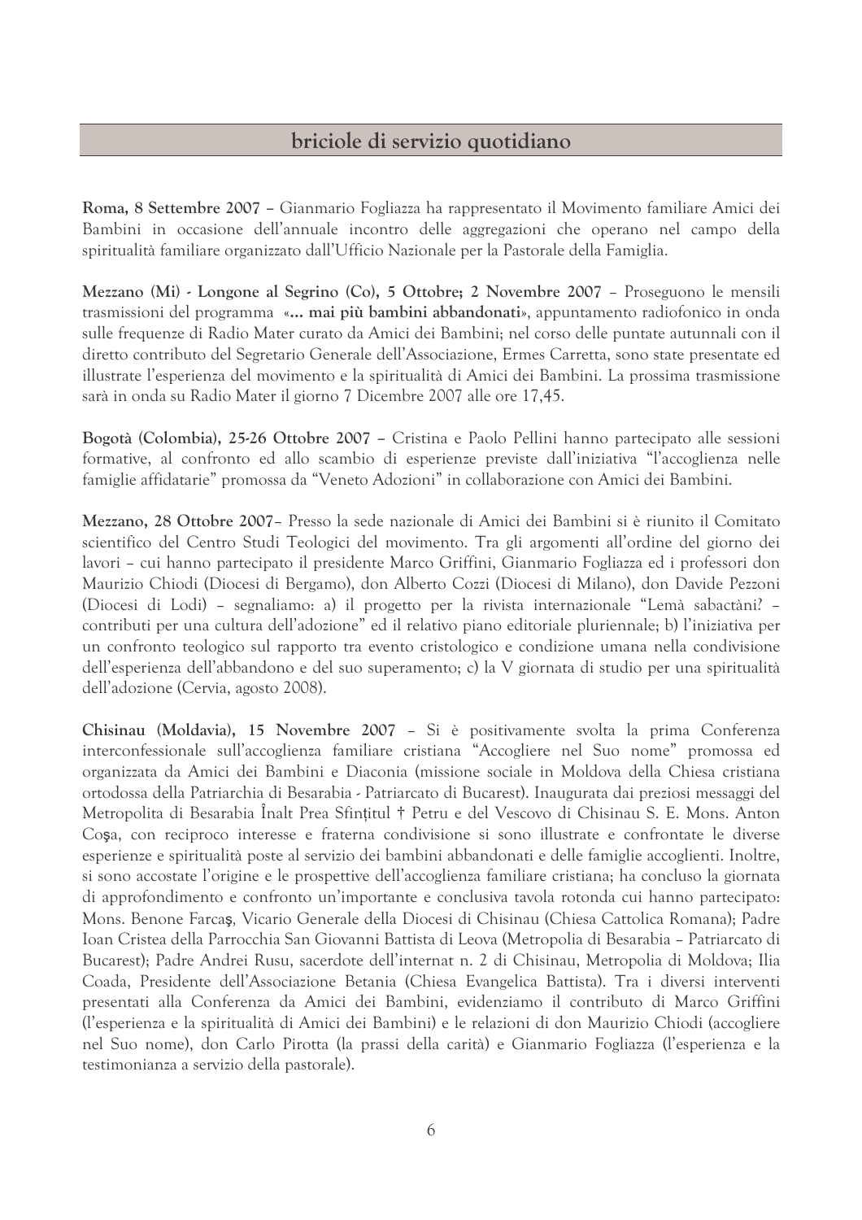## briciole di servizio quotidiano

**Roma, 8 Settembre 2007** – Gianmario Fogliazza ha rappresentato il Movimento familiare Amici dei Bambini in occasione dell'annuale incontro delle aggregazioni che operano nel campo della spiritualità familiare organizzato dall'Ufficio Nazionale per la Pastorale della Famiglia.

**Mezzano (Mi) - Longone al Segrino (Co), 5 Ottobre; 2 Novembre 2007** – Proseguono le mensili trasmissioni del programma «**... mai più bambini abbandonati**», appuntamento radiofonico in onda sulle frequenze di Radio Mater curato da Amici dei Bambini; nel corso delle puntate autunnali con il diretto contributo del Segretario Generale dell'Associazione, Ermes Carretta, sono state presentate ed illustrate l'esperienza del movimento e la spiritualità di Amici dei Bambini. La prossima trasmissione sarà in onda su Radio Mater il giorno 7 Dicembre 2007 alle ore 17,45.

**Bogotà (Colombia), 25-26 Ottobre 2007** – Cristina e Paolo Pellini hanno partecipato alle sessioni formative, al confronto ed allo scambio di esperienze previste dall'iniziativa "l'accoglienza nelle famiglie affidatarie" promossa da "Veneto Adozioni" in collaborazione con Amici dei Bambini.

**Mezzano, 28 Ottobre 2007**– Presso la sede nazionale di Amici dei Bambini si è riunito il Comitato scientifico del Centro Studi Teologici del movimento. Tra gli argomenti all'ordine del giorno dei lavori – cui hanno partecipato il presidente Marco Griffini, Gianmario Fogliazza ed i professori don Maurizio Chiodi (Diocesi di Bergamo), don Alberto Cozzi (Diocesi di Milano), don Davide Pezzoni (Diocesi di Lodi) – segnaliamo: a) il progetto per la rivista internazionale "Lemà sabactàni? – contributi per una cultura dell'adozione" ed il relativo piano editoriale pluriennale; b) l'iniziativa per un confronto teologico sul rapporto tra evento cristologico e condizione umana nella condivisione dell'esperienza dell'abbandono e del suo superamento; c) la V giornata di studio per una spiritualità dell'adozione (Cervia, agosto 2008).

**Chisinau (Moldavia), 15 Novembre 2007** – Si è positivamente svolta la prima Conferenza interconfessionale sull'accoglienza familiare cristiana "Accogliere nel Suo nome" promossa ed organizzata da Amici dei Bambini e Diaconia (missione sociale in Moldova della Chiesa cristiana ortodossa della Patriarchia di Besarabia - Patriarcato di Bucarest). Inaugurata dai preziosi messaggi del Metropolita di Besarabia Înalt Prea Sfinţitul † Petru e del Vescovo di Chisinau S. E. Mons. Anton Coşa, con reciproco interesse e fraterna condivisione si sono illustrate e confrontate le diverse esperienze e spiritualità poste al servizio dei bambini abbandonati e delle famiglie accoglienti. Inoltre, si sono accostate l'origine e le prospettive dell'accoglienza familiare cristiana; ha concluso la giornata di approfondimento e confronto un'importante e conclusiva tavola rotonda cui hanno partecipato: Mons. Benone Farcaş, Vicario Generale della Diocesi di Chisinau (Chiesa Cattolica Romana); Padre Ioan Cristea della Parrocchia San Giovanni Battista di Leova (Metropolia di Besarabia – Patriarcato di Bucarest); Padre Andrei Rusu, sacerdote dell'internat n. 2 di Chisinau, Metropolia di Moldova; Ilia Coada, Presidente dell'Associazione Betania (Chiesa Evangelica Battista). Tra i diversi interventi presentati alla Conferenza da Amici dei Bambini, evidenziamo il contributo di Marco Griffini (l'esperienza e la spiritualità di Amici dei Bambini) e le relazioni di don Maurizio Chiodi (accogliere nel Suo nome), don Carlo Pirotta (la prassi della carità) e Gianmario Fogliazza (l'esperienza e la testimonianza a servizio della pastorale).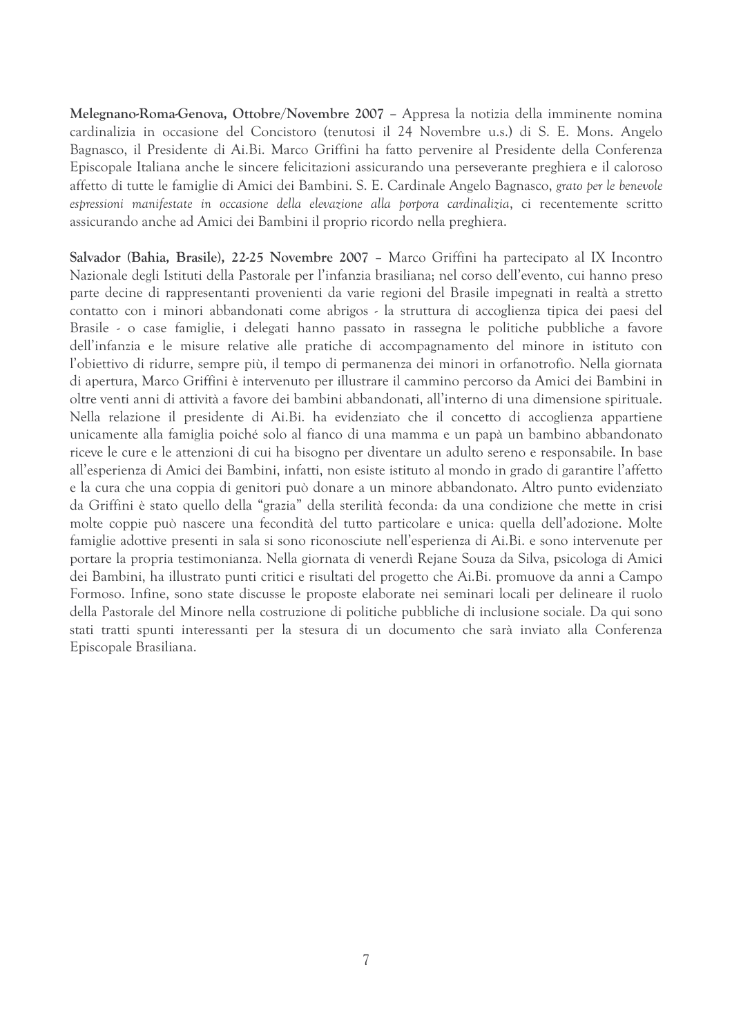**Melegnano-Roma-Genova, Ottobre/Novembre 2007 –** Appresa la notizia della imminente nomina cardinalizia in occasione del Concistoro (tenutosi il 24 Novembre u.s.) di S. E. Mons. Angelo Bagnasco, il Presidente di Ai.Bi. Marco Griffini ha fatto pervenire al Presidente della Conferenza Episcopale Italiana anche le sincere felicitazioni assicurando una perseverante preghiera e il caloroso affetto di tutte le famiglie di Amici dei Bambini. S. E. Cardinale Angelo Bagnasco, *grato per le benevole espressioni manifestate in occasione della elevazione alla porpora cardinalizia*, ci recentemente scritto assicurando anche ad Amici dei Bambini il proprio ricordo nella preghiera.

**Salvador (Bahia, Brasile), 22-25 Novembre 2007** – Marco Griffini ha partecipato al IX Incontro Nazionale degli Istituti della Pastorale per l'infanzia brasiliana; nel corso dell'evento, cui hanno preso parte decine di rappresentanti provenienti da varie regioni del Brasile impegnati in realtà a stretto contatto con i minori abbandonati come abrigos - la struttura di accoglienza tipica dei paesi del Brasile - o case famiglie, i delegati hanno passato in rassegna le politiche pubbliche a favore dell'infanzia e le misure relative alle pratiche di accompagnamento del minore in istituto con l'obiettivo di ridurre, sempre più, il tempo di permanenza dei minori in orfanotrofio. Nella giornata di apertura, Marco Griffini è intervenuto per illustrare il cammino percorso da Amici dei Bambini in oltre venti anni di attività a favore dei bambini abbandonati, all'interno di una dimensione spirituale. Nella relazione il presidente di Ai.Bi. ha evidenziato che il concetto di accoglienza appartiene unicamente alla famiglia poiché solo al fianco di una mamma e un papà un bambino abbandonato riceve le cure e le attenzioni di cui ha bisogno per diventare un adulto sereno e responsabile. In base all'esperienza di Amici dei Bambini, infatti, non esiste istituto al mondo in grado di garantire l'affetto e la cura che una coppia di genitori può donare a un minore abbandonato. Altro punto evidenziato da Griffini è stato quello della "grazia" della sterilità feconda: da una condizione che mette in crisi molte coppie può nascere una fecondità del tutto particolare e unica: quella dell'adozione. Molte famiglie adottive presenti in sala si sono riconosciute nell'esperienza di Ai.Bi. e sono intervenute per portare la propria testimonianza. Nella giornata di venerdì Rejane Souza da Silva, psicologa di Amici dei Bambini, ha illustrato punti critici e risultati del progetto che Ai.Bi. promuove da anni a Campo Formoso. Infine, sono state discusse le proposte elaborate nei seminari locali per delineare il ruolo della Pastorale del Minore nella costruzione di politiche pubbliche di inclusione sociale. Da qui sono stati tratti spunti interessanti per la stesura di un documento che sarà inviato alla Conferenza Episcopale Brasiliana.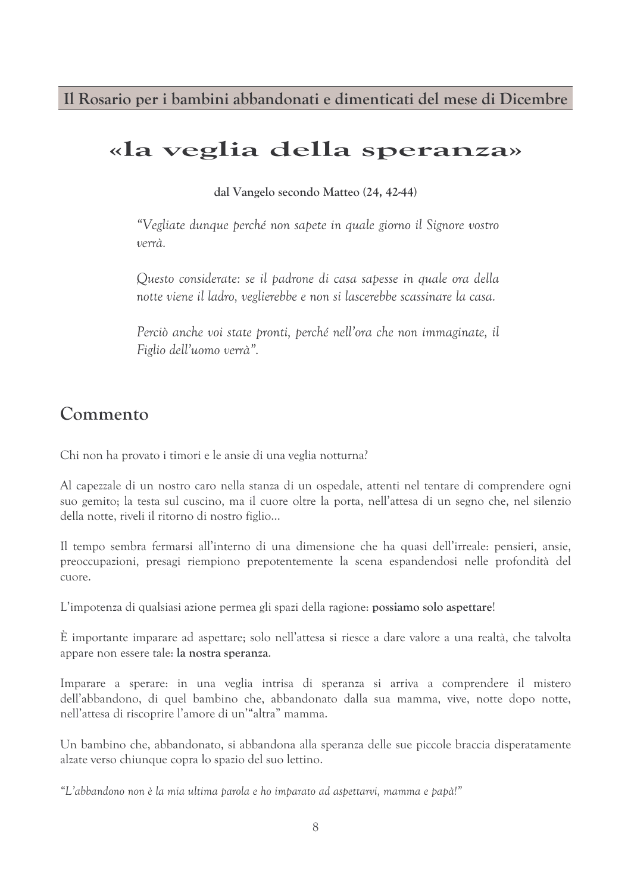**Il Rosario per i bambini abbandonati e dimenticati del mese di Dicembre**

# «la veglia della speranza»

**dal Vangelo secondo Matteo (24, 42-44)**

> *"Vegliate dunque perché non sapete in quale giorno il Signore vostro verrà.*
>
> *Questo considerate: se il padrone di casa sapesse in quale ora della notte viene il ladro, veglierebbe e non si lascerebbe scassinare la casa.*
>
> *Perciò anche voi state pronti, perché nell'ora che non immaginate, il Figlio dell'uomo verrà".*

## Commento

Chi non ha provato i timori e le ansie di una veglia notturna?

Al capezzale di un nostro caro nella stanza di un ospedale, attenti nel tentare di comprendere ogni suo gemito; la testa sul cuscino, ma il cuore oltre la porta, nell'attesa di un segno che, nel silenzio della notte, riveli il ritorno di nostro figlio…

Il tempo sembra fermarsi all'interno di una dimensione che ha quasi dell'irreale: pensieri, ansie, preoccupazioni, presagi riempiono prepotentemente la scena espandendosi nelle profondità del cuore.

L'impotenza di qualsiasi azione permea gli spazi della ragione: **possiamo solo aspettare**!

È importante imparare ad aspettare; solo nell'attesa si riesce a dare valore a una realtà, che talvolta appare non essere tale: **la nostra speranza**.

Imparare a sperare: in una veglia intrisa di speranza si arriva a comprendere il mistero dell'abbandono, di quel bambino che, abbandonato dalla sua mamma, vive, notte dopo notte, nell'attesa di riscoprire l'amore di un'"altra" mamma.

Un bambino che, abbandonato, si abbandona alla speranza delle sue piccole braccia disperatamente alzate verso chiunque copra lo spazio del suo lettino.

*"L'abbandono non è la mia ultima parola e ho imparato ad aspettarvi, mamma e papà!"*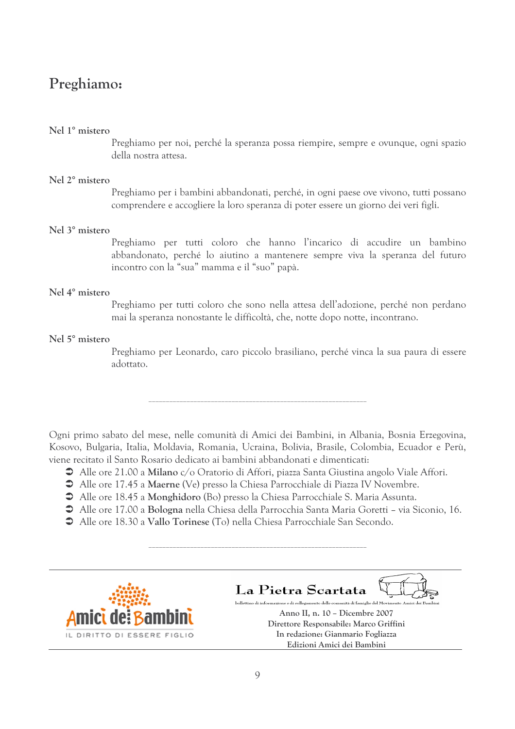## Preghiamo:

**Nel 1° mistero**

Preghiamo per noi, perché la speranza possa riempire, sempre e ovunque, ogni spazio della nostra attesa.

**Nel 2° mistero**

Preghiamo per i bambini abbandonati, perché, in ogni paese ove vivono, tutti possano comprendere e accogliere la loro speranza di poter essere un giorno dei veri figli.

**Nel 3° mistero**

Preghiamo per tutti coloro che hanno l'incarico di accudire un bambino abbandonato, perché lo aiutino a mantenere sempre viva la speranza del futuro incontro con la "sua" mamma e il "suo" papà.

**Nel 4° mistero**

Preghiamo per tutti coloro che sono nella attesa dell'adozione, perché non perdano mai la speranza nonostante le difficoltà, che, notte dopo notte, incontrano.

**Nel 5° mistero**

Preghiamo per Leonardo, caro piccolo brasiliano, perché vinca la sua paura di essere adottato.

---

Ogni primo sabato del mese, nelle comunità di Amici dei Bambini, in Albania, Bosnia Erzegovina, Kosovo, Bulgaria, Italia, Moldavia, Romania, Ucraina, Bolivia, Brasile, Colombia, Ecuador e Perù, viene recitato il Santo Rosario dedicato ai bambini abbandonati e dimenticati:

- Alle ore 21.00 a **Milano** c/o Oratorio di Affori, piazza Santa Giustina angolo Viale Affori.
- Alle ore 17.45 a **Maerne** (Ve) presso la Chiesa Parrocchiale di Piazza IV Novembre.
- Alle ore 18.45 a **Monghidoro** (Bo) presso la Chiesa Parrocchiale S. Maria Assunta.
- Alle ore 17.00 a **Bologna** nella Chiesa della Parrocchia Santa Maria Goretti – via Siconio, 16.
- Alle ore 18.30 a **Vallo Torinese** (To) nella Chiesa Parrocchiale San Secondo.

---

Amici dei Bambini
IL DIRITTO DI ESSERE FIGLIO

La Pietra Scartata
bollettino di informazione e di collegamento delle comunità di famiglie del Movimento Amici dei Bambini

Anno II, n. 10 – Dicembre 2007
Direttore Responsabile: Marco Griffini
In redazione: Gianmario Fogliazza
Edizioni Amici dei Bambini